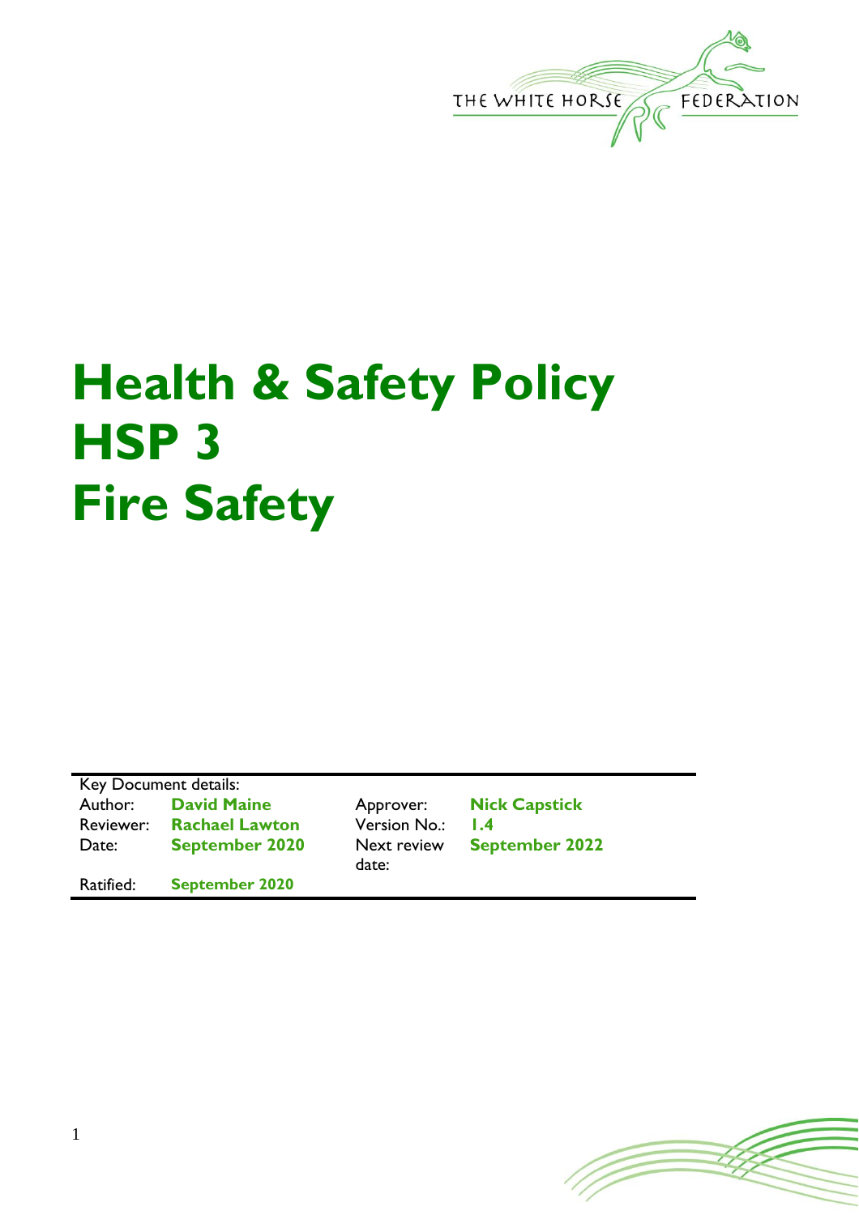THE WHITE HORSE FEDERATION

# Health & Safety Policy HSP 3 Fire Safety

| Key Document details: | | | |
|---|---|---|---|
| Author: | **David Maine** | Approver: | **Nick Capstick** |
| Reviewer: | **Rachael Lawton** | Version No.: | **1.4** |
| Date: | **September 2020** | Next review date: | **September 2022** |
| Ratified: | **September 2020** | | |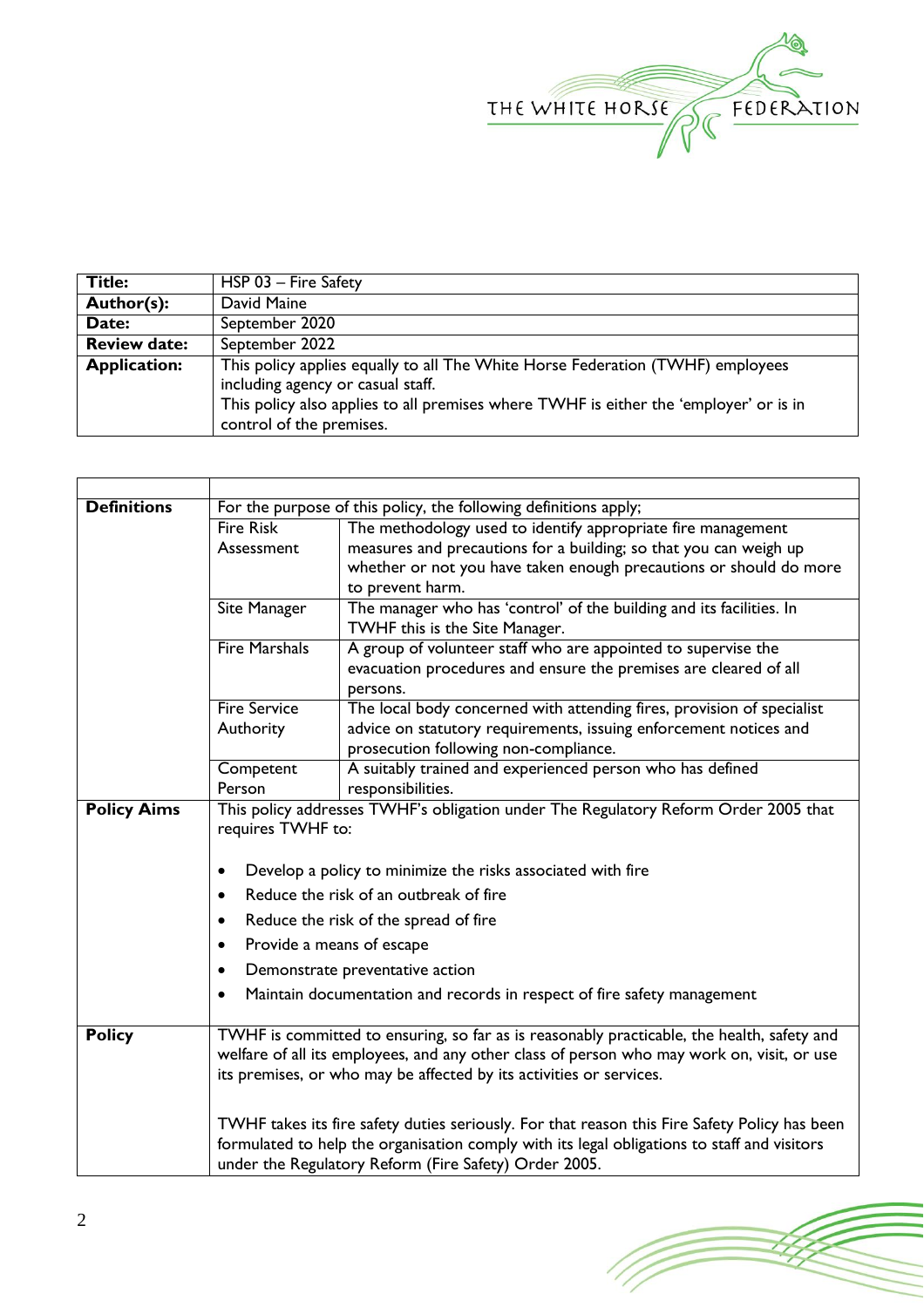| | |
|---|---|
| **Title:** | HSP 03 – Fire Safety |
| **Author(s):** | David Maine |
| **Date:** | September 2020 |
| **Review date:** | September 2022 |
| **Application:** | This policy applies equally to all The White Horse Federation (TWHF) employees including agency or casual staff.<br>This policy also applies to all premises where TWHF is either the 'employer' or is in control of the premises. |

| | | |
|---|---|---|
| **Definitions** | For the purpose of this policy, the following definitions apply; | |
| | Fire Risk Assessment | The methodology used to identify appropriate fire management measures and precautions for a building; so that you can weigh up whether or not you have taken enough precautions or should do more to prevent harm. |
| | Site Manager | The manager who has 'control' of the building and its facilities. In TWHF this is the Site Manager. |
| | Fire Marshals | A group of volunteer staff who are appointed to supervise the evacuation procedures and ensure the premises are cleared of all persons. |
| | Fire Service Authority | The local body concerned with attending fires, provision of specialist advice on statutory requirements, issuing enforcement notices and prosecution following non-compliance. |
| | Competent Person | A suitably trained and experienced person who has defined responsibilities. |
| **Policy Aims** | This policy addresses TWHF's obligation under The Regulatory Reform Order 2005 that requires TWHF to:<br><br>• Develop a policy to minimize the risks associated with fire<br>• Reduce the risk of an outbreak of fire<br>• Reduce the risk of the spread of fire<br>• Provide a means of escape<br>• Demonstrate preventative action<br>• Maintain documentation and records in respect of fire safety management | |
| **Policy** | TWHF is committed to ensuring, so far as is reasonably practicable, the health, safety and welfare of all its employees, and any other class of person who may work on, visit, or use its premises, or who may be affected by its activities or services.<br><br>TWHF takes its fire safety duties seriously. For that reason this Fire Safety Policy has been formulated to help the organisation comply with its legal obligations to staff and visitors under the Regulatory Reform (Fire Safety) Order 2005. | |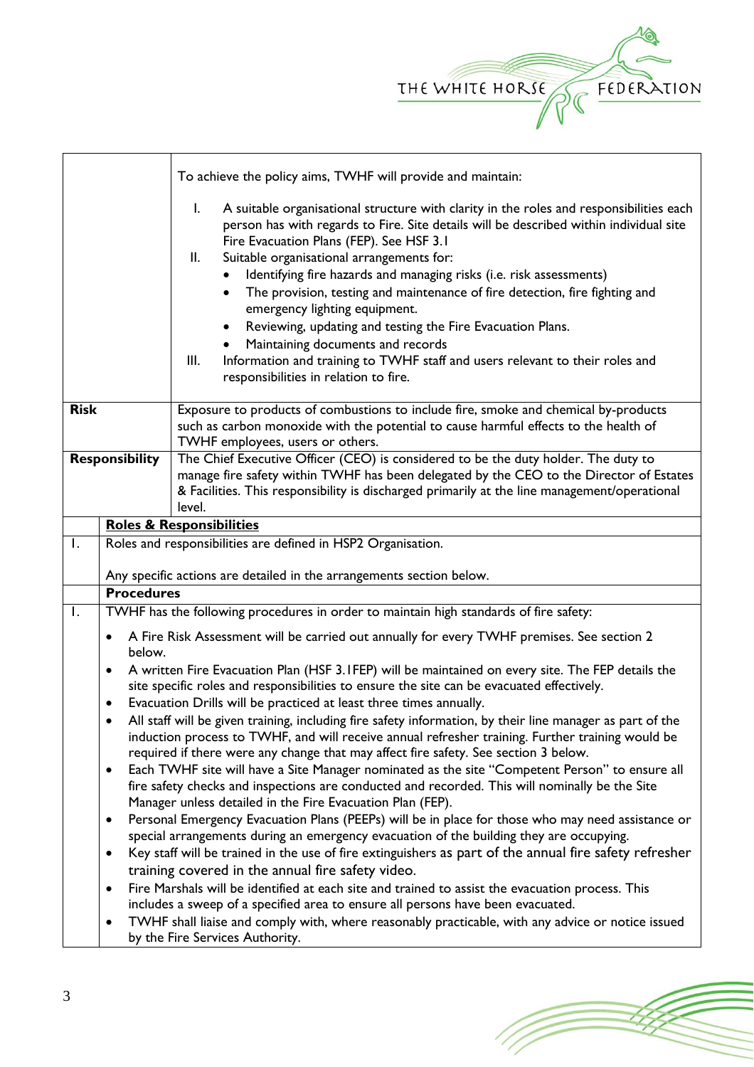| | |
|---|---|
| | To achieve the policy aims, TWHF will provide and maintain:<br><br>I. A suitable organisational structure with clarity in the roles and responsibilities each person has with regards to Fire. Site details will be described within individual site Fire Evacuation Plans (FEP). See HSF 3.1<br>II. Suitable organisational arrangements for:<br>• Identifying fire hazards and managing risks (i.e. risk assessments)<br>• The provision, testing and maintenance of fire detection, fire fighting and emergency lighting equipment.<br>• Reviewing, updating and testing the Fire Evacuation Plans.<br>• Maintaining documents and records<br>III. Information and training to TWHF staff and users relevant to their roles and responsibilities in relation to fire. |
| **Risk** | Exposure to products of combustions to include fire, smoke and chemical by-products such as carbon monoxide with the potential to cause harmful effects to the health of TWHF employees, users or others. |
| **Responsibility** | The Chief Executive Officer (CEO) is considered to be the duty holder. The duty to manage fire safety within TWHF has been delegated by the CEO to the Director of Estates & Facilities. This responsibility is discharged primarily at the line management/operational level. |

| | |
|---|---|
| | **Roles & Responsibilities** |
| 1. | Roles and responsibilities are defined in HSP2 Organisation.<br><br>Any specific actions are detailed in the arrangements section below. |
| | **Procedures** |
| 1. | TWHF has the following procedures in order to maintain high standards of fire safety:<br><br>• A Fire Risk Assessment will be carried out annually for every TWHF premises. See section 2 below.<br>• A written Fire Evacuation Plan (HSF 3.1FEP) will be maintained on every site. The FEP details the site specific roles and responsibilities to ensure the site can be evacuated effectively.<br>• Evacuation Drills will be practiced at least three times annually.<br>• All staff will be given training, including fire safety information, by their line manager as part of the induction process to TWHF, and will receive annual refresher training. Further training would be required if there were any change that may affect fire safety. See section 3 below.<br>• Each TWHF site will have a Site Manager nominated as the site "Competent Person" to ensure all fire safety checks and inspections are conducted and recorded. This will nominally be the Site Manager unless detailed in the Fire Evacuation Plan (FEP).<br>• Personal Emergency Evacuation Plans (PEEPs) will be in place for those who may need assistance or special arrangements during an emergency evacuation of the building they are occupying.<br>• Key staff will be trained in the use of fire extinguishers as part of the annual fire safety refresher training covered in the annual fire safety video.<br>• Fire Marshals will be identified at each site and trained to assist the evacuation process. This includes a sweep of a specified area to ensure all persons have been evacuated.<br>• TWHF shall liaise and comply with, where reasonably practicable, with any advice or notice issued by the Fire Services Authority. |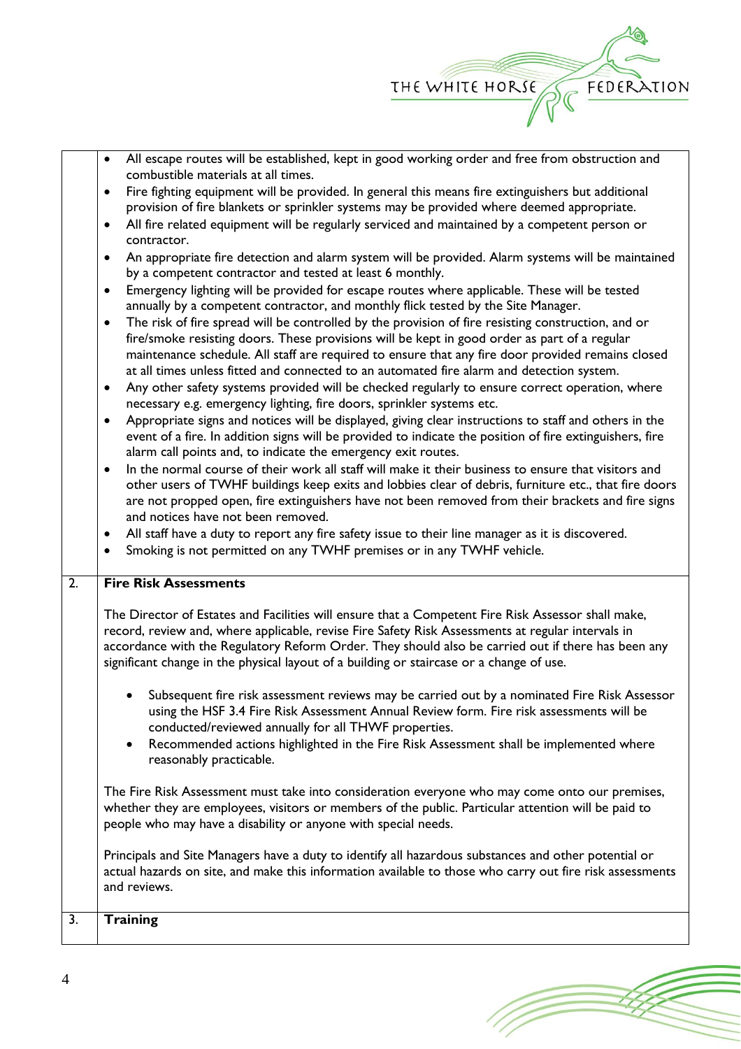- All escape routes will be established, kept in good working order and free from obstruction and combustible materials at all times.
- Fire fighting equipment will be provided. In general this means fire extinguishers but additional provision of fire blankets or sprinkler systems may be provided where deemed appropriate.
- All fire related equipment will be regularly serviced and maintained by a competent person or contractor.
- An appropriate fire detection and alarm system will be provided. Alarm systems will be maintained by a competent contractor and tested at least 6 monthly.
- Emergency lighting will be provided for escape routes where applicable. These will be tested annually by a competent contractor, and monthly flick tested by the Site Manager.
- The risk of fire spread will be controlled by the provision of fire resisting construction, and or fire/smoke resisting doors. These provisions will be kept in good order as part of a regular maintenance schedule. All staff are required to ensure that any fire door provided remains closed at all times unless fitted and connected to an automated fire alarm and detection system.
- Any other safety systems provided will be checked regularly to ensure correct operation, where necessary e.g. emergency lighting, fire doors, sprinkler systems etc.
- Appropriate signs and notices will be displayed, giving clear instructions to staff and others in the event of a fire. In addition signs will be provided to indicate the position of fire extinguishers, fire alarm call points and, to indicate the emergency exit routes.
- In the normal course of their work all staff will make it their business to ensure that visitors and other users of TWHF buildings keep exits and lobbies clear of debris, furniture etc., that fire doors are not propped open, fire extinguishers have not been removed from their brackets and fire signs and notices have not been removed.
- All staff have a duty to report any fire safety issue to their line manager as it is discovered.
- Smoking is not permitted on any TWHF premises or in any TWHF vehicle.

## 2. Fire Risk Assessments

The Director of Estates and Facilities will ensure that a Competent Fire Risk Assessor shall make, record, review and, where applicable, revise Fire Safety Risk Assessments at regular intervals in accordance with the Regulatory Reform Order. They should also be carried out if there has been any significant change in the physical layout of a building or staircase or a change of use.

- Subsequent fire risk assessment reviews may be carried out by a nominated Fire Risk Assessor using the HSF 3.4 Fire Risk Assessment Annual Review form. Fire risk assessments will be conducted/reviewed annually for all THWF properties.
- Recommended actions highlighted in the Fire Risk Assessment shall be implemented where reasonably practicable.

The Fire Risk Assessment must take into consideration everyone who may come onto our premises, whether they are employees, visitors or members of the public. Particular attention will be paid to people who may have a disability or anyone with special needs.

Principals and Site Managers have a duty to identify all hazardous substances and other potential or actual hazards on site, and make this information available to those who carry out fire risk assessments and reviews.

## 3. Training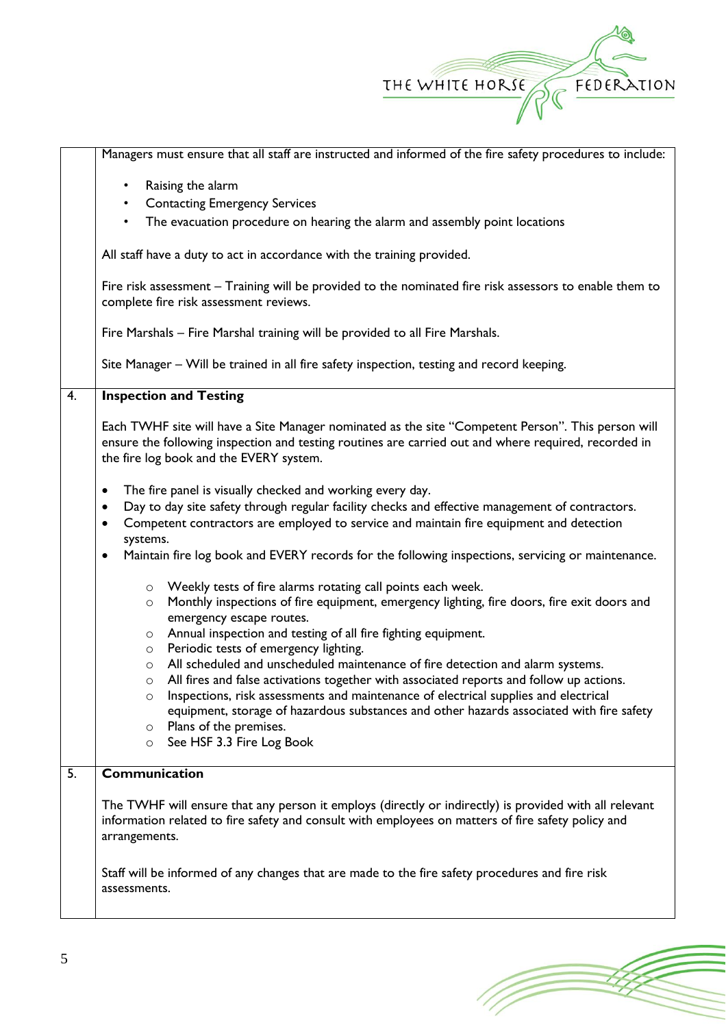Managers must ensure that all staff are instructed and informed of the fire safety procedures to include:

- Raising the alarm
- Contacting Emergency Services
- The evacuation procedure on hearing the alarm and assembly point locations

All staff have a duty to act in accordance with the training provided.

Fire risk assessment – Training will be provided to the nominated fire risk assessors to enable them to complete fire risk assessment reviews.

Fire Marshals – Fire Marshal training will be provided to all Fire Marshals.

Site Manager – Will be trained in all fire safety inspection, testing and record keeping.

## 4. Inspection and Testing

Each TWHF site will have a Site Manager nominated as the site "Competent Person". This person will ensure the following inspection and testing routines are carried out and where required, recorded in the fire log book and the EVERY system.

- The fire panel is visually checked and working every day.
- Day to day site safety through regular facility checks and effective management of contractors.
- Competent contractors are employed to service and maintain fire equipment and detection systems.
- Maintain fire log book and EVERY records for the following inspections, servicing or maintenance.
    - Weekly tests of fire alarms rotating call points each week.
    - Monthly inspections of fire equipment, emergency lighting, fire doors, fire exit doors and emergency escape routes.
    - Annual inspection and testing of all fire fighting equipment.
    - Periodic tests of emergency lighting.
    - All scheduled and unscheduled maintenance of fire detection and alarm systems.
    - All fires and false activations together with associated reports and follow up actions.
    - Inspections, risk assessments and maintenance of electrical supplies and electrical equipment, storage of hazardous substances and other hazards associated with fire safety
    - Plans of the premises.
    - See HSF 3.3 Fire Log Book

## 5. Communication

The TWHF will ensure that any person it employs (directly or indirectly) is provided with all relevant information related to fire safety and consult with employees on matters of fire safety policy and arrangements.

Staff will be informed of any changes that are made to the fire safety procedures and fire risk assessments.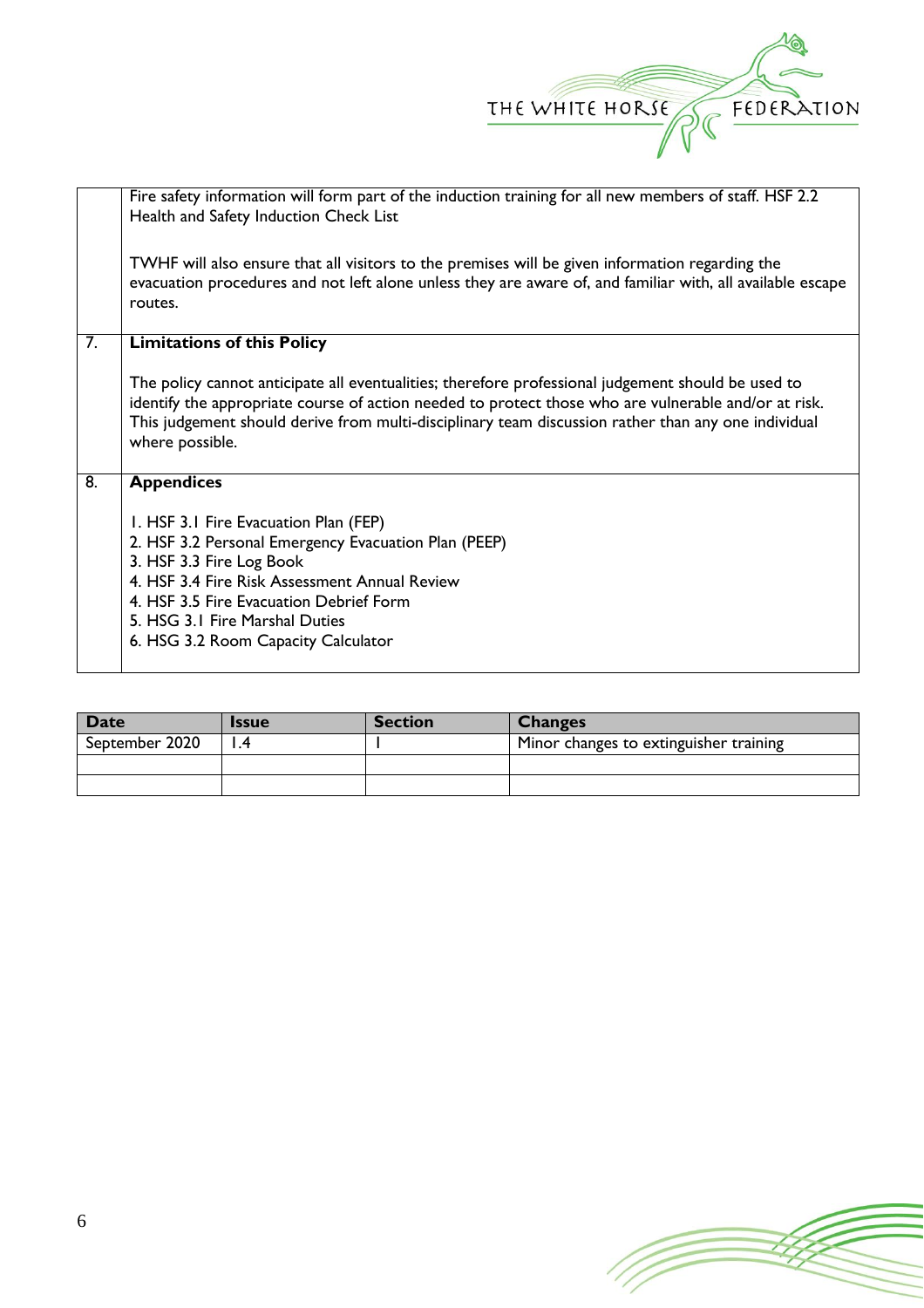Fire safety information will form part of the induction training for all new members of staff. HSF 2.2 Health and Safety Induction Check List

TWHF will also ensure that all visitors to the premises will be given information regarding the evacuation procedures and not left alone unless they are aware of, and familiar with, all available escape routes.

## 7. Limitations of this Policy

The policy cannot anticipate all eventualities; therefore professional judgement should be used to identify the appropriate course of action needed to protect those who are vulnerable and/or at risk. This judgement should derive from multi-disciplinary team discussion rather than any one individual where possible.

## 8. Appendices

1. HSF 3.1 Fire Evacuation Plan (FEP)
2. HSF 3.2 Personal Emergency Evacuation Plan (PEEP)
3. HSF 3.3 Fire Log Book
4. HSF 3.4 Fire Risk Assessment Annual Review
4. HSF 3.5 Fire Evacuation Debrief Form
5. HSG 3.1 Fire Marshal Duties
6. HSG 3.2 Room Capacity Calculator

| Date | Issue | Section | Changes |
|---|---|---|---|
| September 2020 | 1.4 | 1 | Minor changes to extinguisher training |
| | | | |
| | | | |